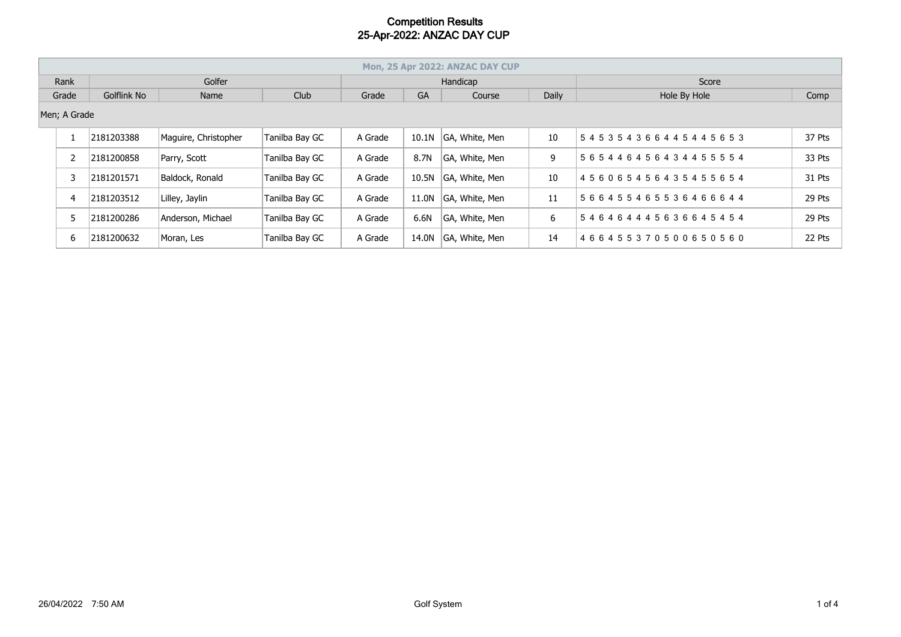# Competition Results
## 25-Apr-2022: ANZAC DAY CUP

| Mon, 25 Apr 2022: ANZAC DAY CUP | | | | | | | | | |
|---|---|---|---|---|---|---|---|---|---|
| Rank | Golfer | | | Handicap | | | | Score | |
| Grade | Golflink No | Name | Club | Grade | GA | Course | Daily | Hole By Hole | Comp |
| Men; A Grade | | | | | | | | | |
| 1 | 2181203388 | Maguire, Christopher | Tanilba Bay GC | A Grade | 10.1N | GA, White, Men | 10 | 5 4 5 3 5 4 3 6 6 4 4 5 4 4 5 6 5 3 | 37 Pts |
| 2 | 2181200858 | Parry, Scott | Tanilba Bay GC | A Grade | 8.7N | GA, White, Men | 9 | 5 6 5 4 4 6 4 5 6 4 3 4 4 5 5 5 5 4 | 33 Pts |
| 3 | 2181201571 | Baldock, Ronald | Tanilba Bay GC | A Grade | 10.5N | GA, White, Men | 10 | 4 5 6 0 6 5 4 5 6 4 3 5 4 5 5 6 5 4 | 31 Pts |
| 4 | 2181203512 | Lilley, Jaylin | Tanilba Bay GC | A Grade | 11.0N | GA, White, Men | 11 | 5 6 6 4 5 5 4 6 5 5 3 6 4 6 6 6 4 4 | 29 Pts |
| 5 | 2181200286 | Anderson, Michael | Tanilba Bay GC | A Grade | 6.6N | GA, White, Men | 6 | 5 4 6 4 6 4 4 4 5 6 3 6 6 4 5 4 5 4 | 29 Pts |
| 6 | 2181200632 | Moran, Les | Tanilba Bay GC | A Grade | 14.0N | GA, White, Men | 14 | 4 6 6 4 5 5 3 7 0 5 0 0 6 5 0 5 6 0 | 22 Pts |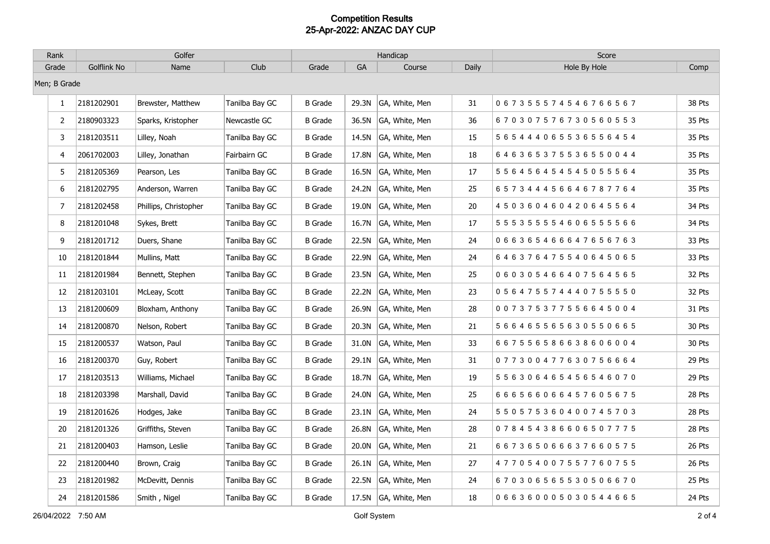# Competition Results
## 25-Apr-2022: ANZAC DAY CUP

| Rank | Golfer | | | Handicap | | | | Score | |
|---|---|---|---|---|---|---|---|---|---|
| Grade | Golflink No | Name | Club | Grade | GA | Course | Daily | Hole By Hole | Comp |
| Men; B Grade | | | | | | | | | |
| 1 | 2181202901 | Brewster, Matthew | Tanilba Bay GC | B Grade | 29.3N | GA, White, Men | 31 | 0 6 7 3 5 5 5 5 7 4 5 4 6 7 6 6 5 6 7 | 38 Pts |
| 2 | 2180903323 | Sparks, Kristopher | Newcastle GC | B Grade | 36.5N | GA, White, Men | 36 | 6 7 0 3 0 7 5 7 6 7 3 0 5 6 0 5 5 3 | 35 Pts |
| 3 | 2181203511 | Lilley, Noah | Tanilba Bay GC | B Grade | 14.5N | GA, White, Men | 15 | 5 6 5 4 4 4 0 6 5 5 3 6 5 5 6 4 5 4 | 35 Pts |
| 4 | 2061702003 | Lilley, Jonathan | Fairbairn GC | B Grade | 17.8N | GA, White, Men | 18 | 6 4 6 3 6 5 3 7 5 5 3 6 5 5 0 0 4 4 | 35 Pts |
| 5 | 2181205369 | Pearson, Les | Tanilba Bay GC | B Grade | 16.5N | GA, White, Men | 17 | 5 5 6 4 5 6 4 5 4 5 4 5 0 5 5 5 6 4 | 35 Pts |
| 6 | 2181202795 | Anderson, Warren | Tanilba Bay GC | B Grade | 24.2N | GA, White, Men | 25 | 6 5 7 3 4 4 4 5 6 6 4 6 7 8 7 7 6 4 | 35 Pts |
| 7 | 2181202458 | Phillips, Christopher | Tanilba Bay GC | B Grade | 19.0N | GA, White, Men | 20 | 4 5 0 3 6 0 4 6 0 4 2 0 6 4 5 5 6 4 | 34 Pts |
| 8 | 2181201048 | Sykes, Brett | Tanilba Bay GC | B Grade | 16.7N | GA, White, Men | 17 | 5 5 5 3 5 5 5 5 4 6 0 6 5 5 5 5 6 6 | 34 Pts |
| 9 | 2181201712 | Duers, Shane | Tanilba Bay GC | B Grade | 22.5N | GA, White, Men | 24 | 0 6 6 3 6 5 4 6 6 6 4 7 6 5 6 7 6 3 | 33 Pts |
| 10 | 2181201844 | Mullins, Matt | Tanilba Bay GC | B Grade | 22.9N | GA, White, Men | 24 | 6 4 6 3 7 6 4 7 5 5 4 0 6 4 5 0 6 5 | 33 Pts |
| 11 | 2181201984 | Bennett, Stephen | Tanilba Bay GC | B Grade | 23.5N | GA, White, Men | 25 | 0 6 0 3 0 5 4 6 6 4 0 7 5 6 4 5 6 5 | 32 Pts |
| 12 | 2181203101 | McLeay, Scott | Tanilba Bay GC | B Grade | 22.2N | GA, White, Men | 23 | 0 5 6 4 7 5 5 7 4 4 4 0 7 5 5 5 5 0 | 32 Pts |
| 13 | 2181200609 | Bloxham, Anthony | Tanilba Bay GC | B Grade | 26.9N | GA, White, Men | 28 | 0 0 7 3 7 5 3 7 7 5 5 6 6 4 5 0 0 4 | 31 Pts |
| 14 | 2181200870 | Nelson, Robert | Tanilba Bay GC | B Grade | 20.3N | GA, White, Men | 21 | 5 6 6 4 6 5 5 6 5 6 3 0 5 5 0 6 6 5 | 30 Pts |
| 15 | 2181200537 | Watson, Paul | Tanilba Bay GC | B Grade | 31.0N | GA, White, Men | 33 | 6 6 7 5 5 6 5 8 6 6 3 8 6 0 6 0 0 4 | 30 Pts |
| 16 | 2181200370 | Guy, Robert | Tanilba Bay GC | B Grade | 29.1N | GA, White, Men | 31 | 0 7 7 3 0 0 4 7 7 6 3 0 7 5 6 6 6 4 | 29 Pts |
| 17 | 2181203513 | Williams, Michael | Tanilba Bay GC | B Grade | 18.7N | GA, White, Men | 19 | 5 5 6 3 0 6 4 6 5 4 5 6 5 4 6 0 7 0 | 29 Pts |
| 18 | 2181203398 | Marshall, David | Tanilba Bay GC | B Grade | 24.0N | GA, White, Men | 25 | 6 6 6 5 6 6 0 6 6 4 5 7 6 0 5 6 7 5 | 28 Pts |
| 19 | 2181201626 | Hodges, Jake | Tanilba Bay GC | B Grade | 23.1N | GA, White, Men | 24 | 5 5 0 5 7 5 3 6 0 4 0 0 7 4 5 7 0 3 | 28 Pts |
| 20 | 2181201326 | Griffiths, Steven | Tanilba Bay GC | B Grade | 26.8N | GA, White, Men | 28 | 0 7 8 4 5 4 3 8 6 6 0 6 5 0 7 7 7 5 | 28 Pts |
| 21 | 2181200403 | Hamson, Leslie | Tanilba Bay GC | B Grade | 20.0N | GA, White, Men | 21 | 6 6 7 3 6 5 0 6 6 6 3 7 6 6 0 5 7 5 | 26 Pts |
| 22 | 2181200440 | Brown, Craig | Tanilba Bay GC | B Grade | 26.1N | GA, White, Men | 27 | 4 7 7 0 5 4 0 0 7 5 5 7 7 6 0 7 5 5 | 26 Pts |
| 23 | 2181201982 | McDevitt, Dennis | Tanilba Bay GC | B Grade | 22.5N | GA, White, Men | 24 | 6 7 0 3 0 6 5 6 5 5 3 0 5 0 6 6 7 0 | 25 Pts |
| 24 | 2181201586 | Smith , Nigel | Tanilba Bay GC | B Grade | 17.5N | GA, White, Men | 18 | 0 6 6 3 6 0 0 0 5 0 3 0 5 4 4 6 6 5 | 24 Pts |

26/04/2022 7:50 AM — Golf System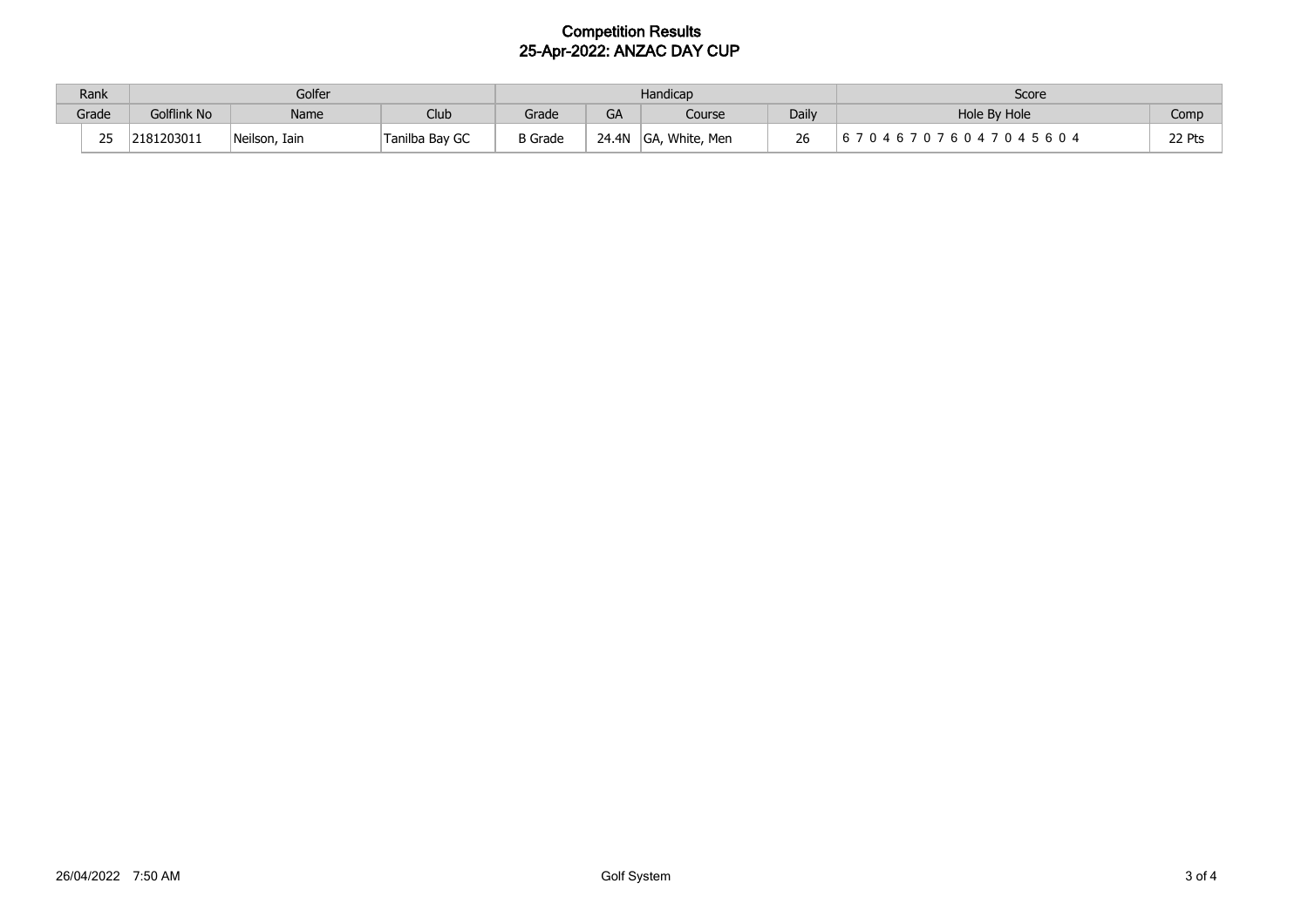# Competition Results
## 25-Apr-2022: ANZAC DAY CUP

| Rank | Golfer | | | Handicap | | | | Score | |
|---|---|---|---|---|---|---|---|---|---|
| Grade | Golflink No | Name | Club | Grade | GA | Course | Daily | Hole By Hole | Comp |
| 25 | 2181203011 | Neilson, Iain | Tanilba Bay GC | B Grade | 24.4N | GA, White, Men | 26 | 6 7 0 4 6 7 0 7 6 0 4 7 0 4 5 6 0 4 | 22 Pts |

26/04/2022 7:50 AM Golf System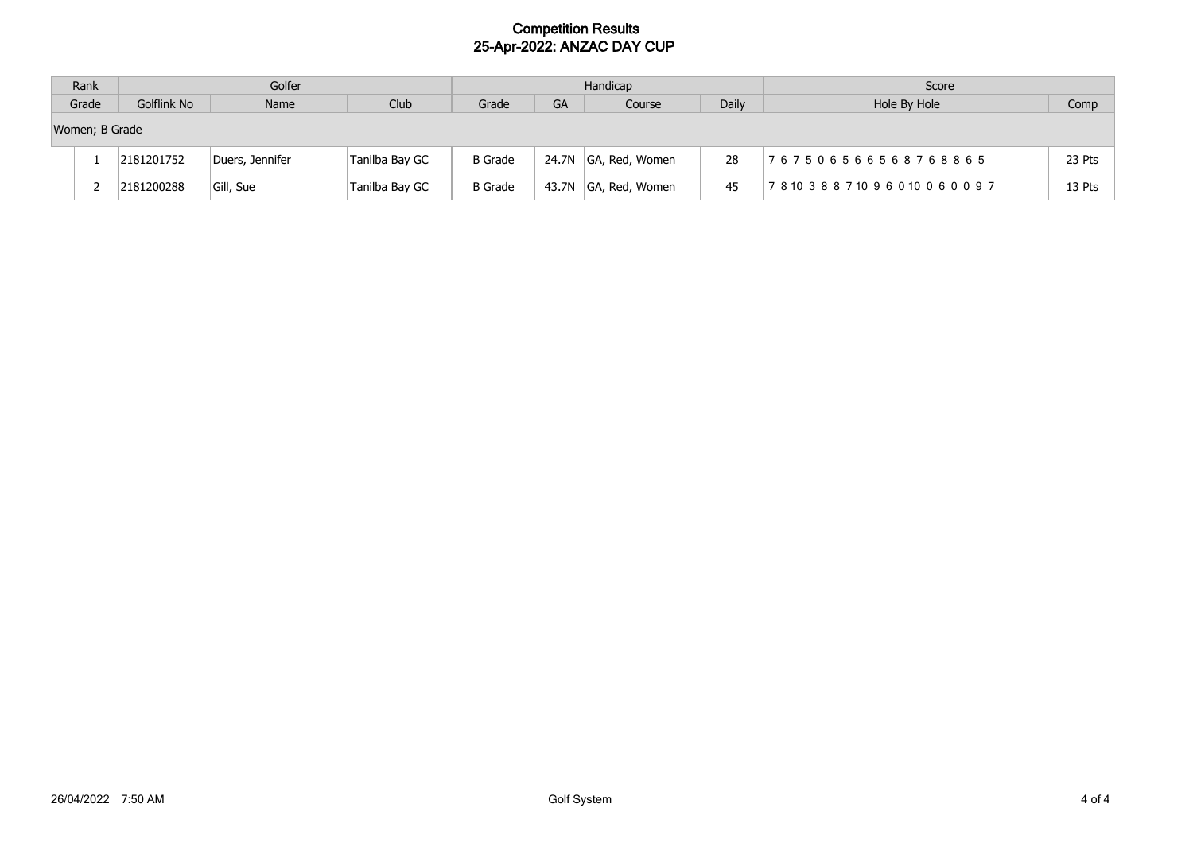# Competition Results
## 25-Apr-2022: ANZAC DAY CUP

| Rank | Golfer | | | Handicap | | | | Score | |
|---|---|---|---|---|---|---|---|---|---|
| Grade | Golflink No | Name | Club | Grade | GA | Course | Daily | Hole By Hole | Comp |
| Women; B Grade | | | | | | | | | |
| 1 | 2181201752 | Duers, Jennifer | Tanilba Bay GC | B Grade | 24.7N | GA, Red, Women | 28 | 7 6 7 5 0 6 5 6 6 5 6 8 7 6 8 8 6 5 | 23 Pts |
| 2 | 2181200288 | Gill, Sue | Tanilba Bay GC | B Grade | 43.7N | GA, Red, Women | 45 | 7 8 10 3 8 8 7 10 9 6 0 10 0 6 0 0 9 7 | 13 Pts |

26/04/2022 7:50 AM

Golf System